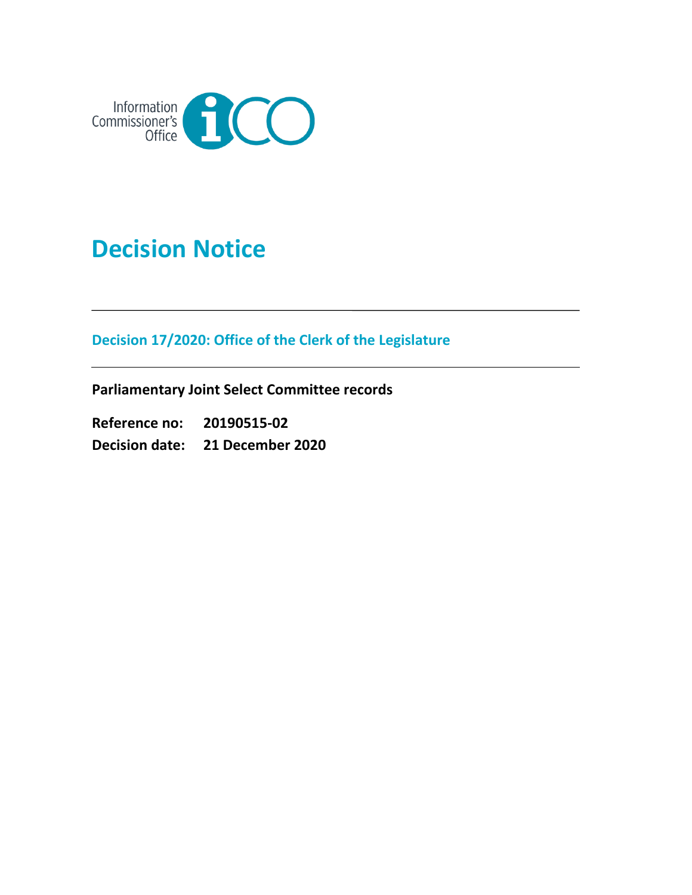Information Commissioner's Office

# Decision Notice

## Decision 17/2020: Office of the Clerk of the Legislature

**Parliamentary Joint Select Committee records**

**Reference no:** **20190515-02**

**Decision date:** **21 December 2020**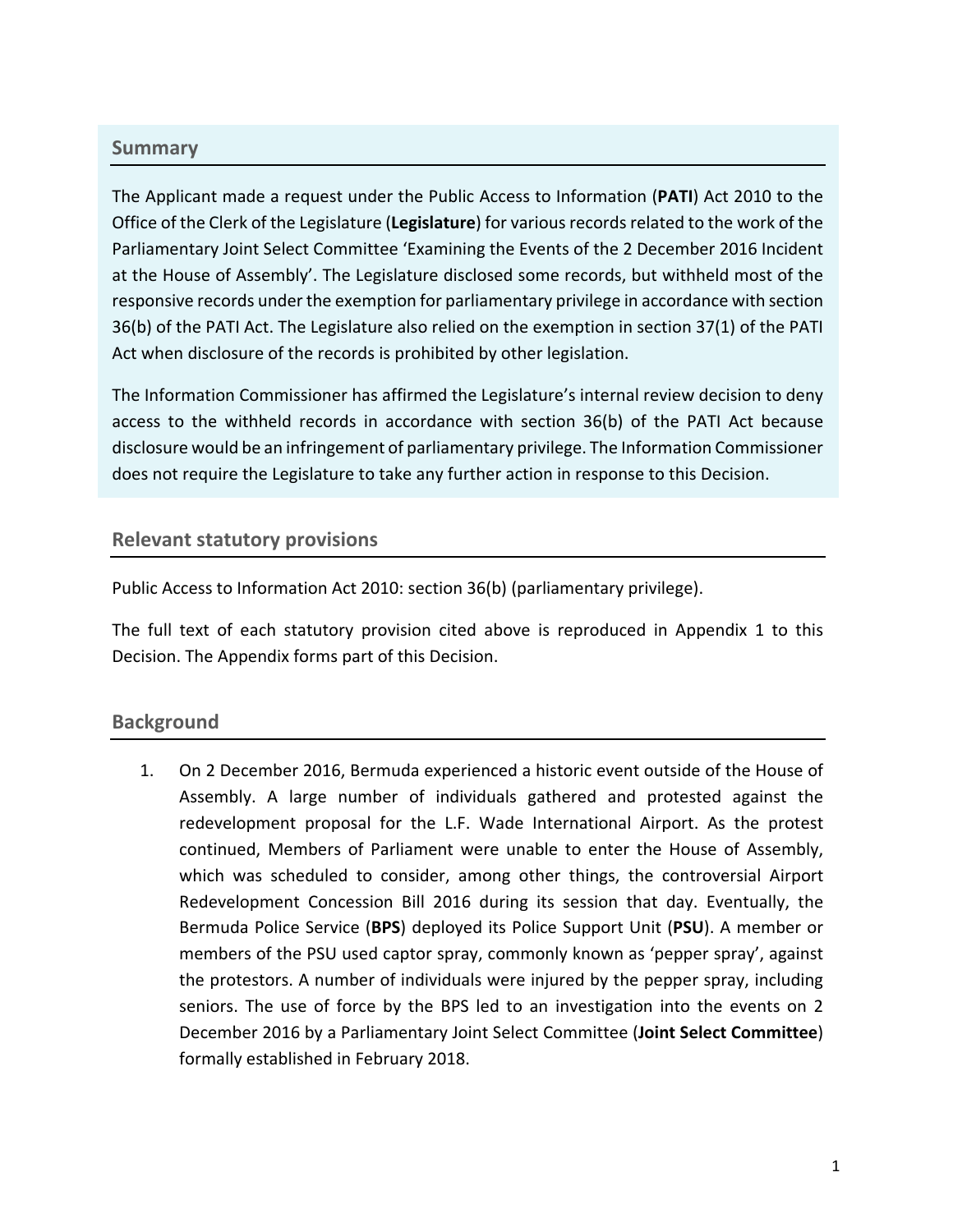## Summary

The Applicant made a request under the Public Access to Information (**PATI**) Act 2010 to the Office of the Clerk of the Legislature (**Legislature**) for various records related to the work of the Parliamentary Joint Select Committee 'Examining the Events of the 2 December 2016 Incident at the House of Assembly'. The Legislature disclosed some records, but withheld most of the responsive records under the exemption for parliamentary privilege in accordance with section 36(b) of the PATI Act. The Legislature also relied on the exemption in section 37(1) of the PATI Act when disclosure of the records is prohibited by other legislation.

The Information Commissioner has affirmed the Legislature's internal review decision to deny access to the withheld records in accordance with section 36(b) of the PATI Act because disclosure would be an infringement of parliamentary privilege. The Information Commissioner does not require the Legislature to take any further action in response to this Decision.

## Relevant statutory provisions

Public Access to Information Act 2010: section 36(b) (parliamentary privilege).

The full text of each statutory provision cited above is reproduced in Appendix 1 to this Decision. The Appendix forms part of this Decision.

## Background

1. On 2 December 2016, Bermuda experienced a historic event outside of the House of Assembly. A large number of individuals gathered and protested against the redevelopment proposal for the L.F. Wade International Airport. As the protest continued, Members of Parliament were unable to enter the House of Assembly, which was scheduled to consider, among other things, the controversial Airport Redevelopment Concession Bill 2016 during its session that day. Eventually, the Bermuda Police Service (**BPS**) deployed its Police Support Unit (**PSU**). A member or members of the PSU used captor spray, commonly known as 'pepper spray', against the protestors. A number of individuals were injured by the pepper spray, including seniors. The use of force by the BPS led to an investigation into the events on 2 December 2016 by a Parliamentary Joint Select Committee (**Joint Select Committee**) formally established in February 2018.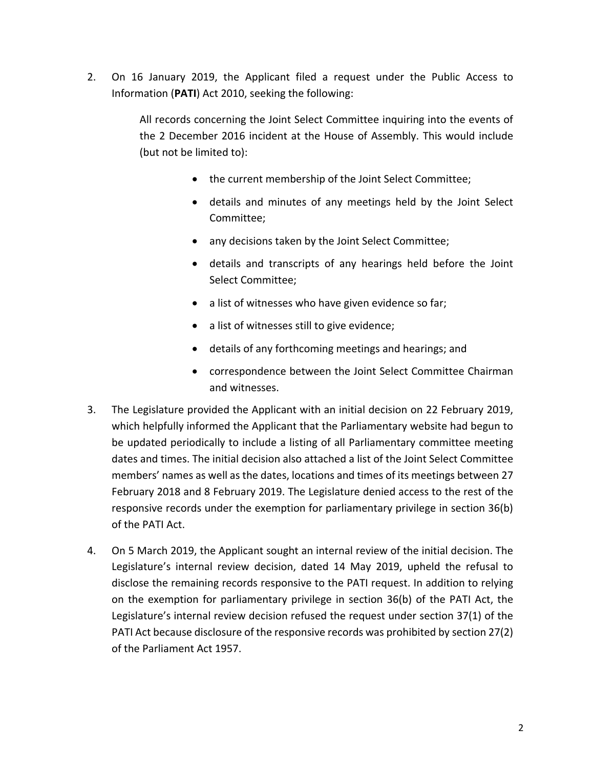2. On 16 January 2019, the Applicant filed a request under the Public Access to Information (**PATI**) Act 2010, seeking the following:

   > All records concerning the Joint Select Committee inquiring into the events of the 2 December 2016 incident at the House of Assembly. This would include (but not be limited to):
   >
   > - the current membership of the Joint Select Committee;
   > - details and minutes of any meetings held by the Joint Select Committee;
   > - any decisions taken by the Joint Select Committee;
   > - details and transcripts of any hearings held before the Joint Select Committee;
   > - a list of witnesses who have given evidence so far;
   > - a list of witnesses still to give evidence;
   > - details of any forthcoming meetings and hearings; and
   > - correspondence between the Joint Select Committee Chairman and witnesses.

3. The Legislature provided the Applicant with an initial decision on 22 February 2019, which helpfully informed the Applicant that the Parliamentary website had begun to be updated periodically to include a listing of all Parliamentary committee meeting dates and times. The initial decision also attached a list of the Joint Select Committee members' names as well as the dates, locations and times of its meetings between 27 February 2018 and 8 February 2019. The Legislature denied access to the rest of the responsive records under the exemption for parliamentary privilege in section 36(b) of the PATI Act.

4. On 5 March 2019, the Applicant sought an internal review of the initial decision. The Legislature's internal review decision, dated 14 May 2019, upheld the refusal to disclose the remaining records responsive to the PATI request. In addition to relying on the exemption for parliamentary privilege in section 36(b) of the PATI Act, the Legislature's internal review decision refused the request under section 37(1) of the PATI Act because disclosure of the responsive records was prohibited by section 27(2) of the Parliament Act 1957.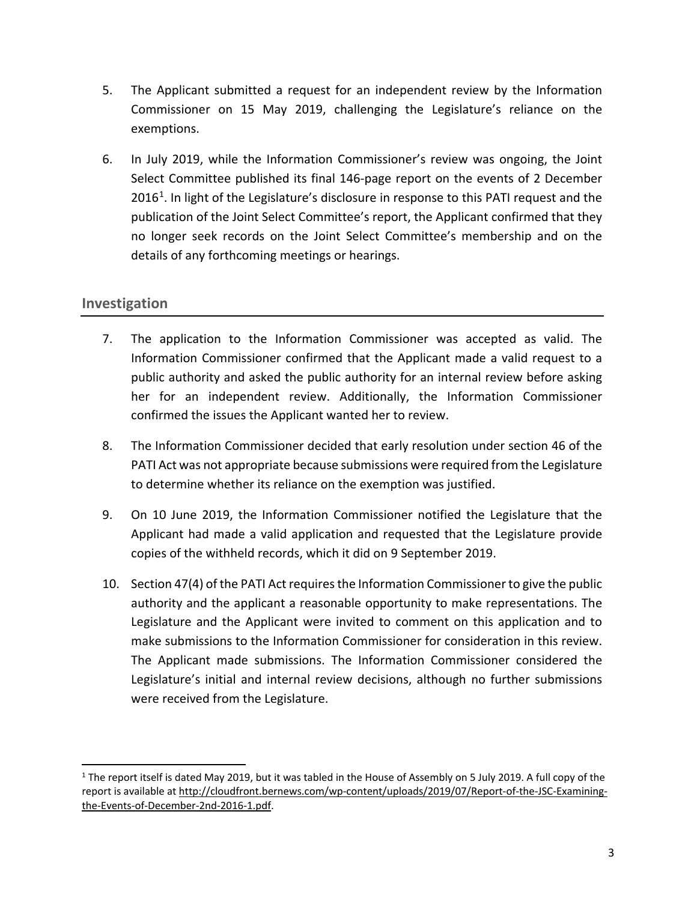5. The Applicant submitted a request for an independent review by the Information Commissioner on 15 May 2019, challenging the Legislature's reliance on the exemptions.

6. In July 2019, while the Information Commissioner's review was ongoing, the Joint Select Committee published its final 146-page report on the events of 2 December 2016[1]. In light of the Legislature's disclosure in response to this PATI request and the publication of the Joint Select Committee's report, the Applicant confirmed that they no longer seek records on the Joint Select Committee's membership and on the details of any forthcoming meetings or hearings.

## Investigation

7. The application to the Information Commissioner was accepted as valid. The Information Commissioner confirmed that the Applicant made a valid request to a public authority and asked the public authority for an internal review before asking her for an independent review. Additionally, the Information Commissioner confirmed the issues the Applicant wanted her to review.

8. The Information Commissioner decided that early resolution under section 46 of the PATI Act was not appropriate because submissions were required from the Legislature to determine whether its reliance on the exemption was justified.

9. On 10 June 2019, the Information Commissioner notified the Legislature that the Applicant had made a valid application and requested that the Legislature provide copies of the withheld records, which it did on 9 September 2019.

10. Section 47(4) of the PATI Act requires the Information Commissioner to give the public authority and the applicant a reasonable opportunity to make representations. The Legislature and the Applicant were invited to comment on this application and to make submissions to the Information Commissioner for consideration in this review. The Applicant made submissions. The Information Commissioner considered the Legislature's initial and internal review decisions, although no further submissions were received from the Legislature.

---

[1] The report itself is dated May 2019, but it was tabled in the House of Assembly on 5 July 2019. A full copy of the report is available at http://cloudfront.bernews.com/wp-content/uploads/2019/07/Report-of-the-JSC-Examining-the-Events-of-December-2nd-2016-1.pdf.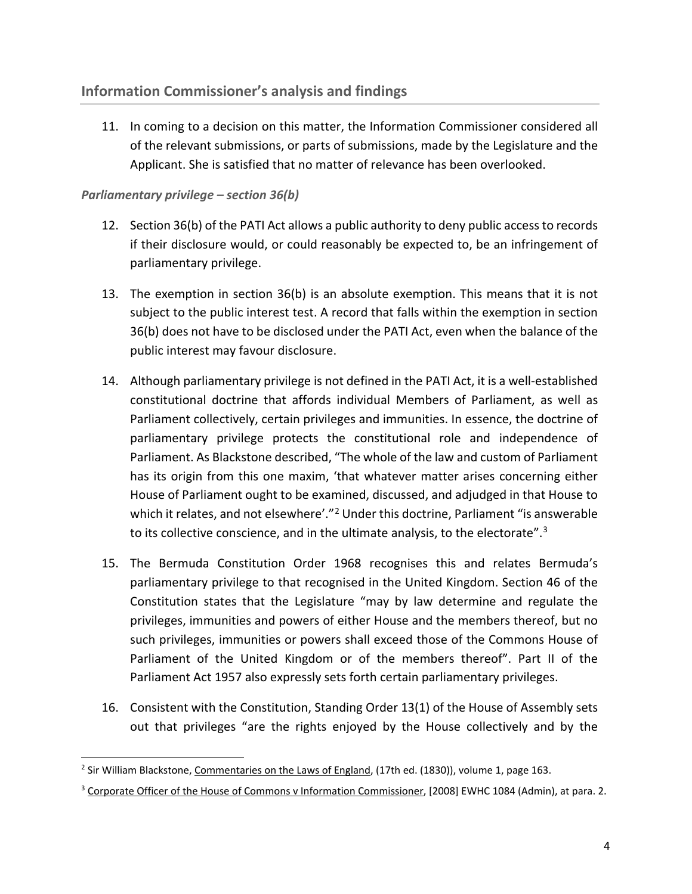## Information Commissioner's analysis and findings

11. In coming to a decision on this matter, the Information Commissioner considered all of the relevant submissions, or parts of submissions, made by the Legislature and the Applicant. She is satisfied that no matter of relevance has been overlooked.

***Parliamentary privilege – section 36(b)***

12. Section 36(b) of the PATI Act allows a public authority to deny public access to records if their disclosure would, or could reasonably be expected to, be an infringement of parliamentary privilege.

13. The exemption in section 36(b) is an absolute exemption. This means that it is not subject to the public interest test. A record that falls within the exemption in section 36(b) does not have to be disclosed under the PATI Act, even when the balance of the public interest may favour disclosure.

14. Although parliamentary privilege is not defined in the PATI Act, it is a well-established constitutional doctrine that affords individual Members of Parliament, as well as Parliament collectively, certain privileges and immunities. In essence, the doctrine of parliamentary privilege protects the constitutional role and independence of Parliament. As Blackstone described, "The whole of the law and custom of Parliament has its origin from this one maxim, 'that whatever matter arises concerning either House of Parliament ought to be examined, discussed, and adjudged in that House to which it relates, and not elsewhere'."[2] Under this doctrine, Parliament "is answerable to its collective conscience, and in the ultimate analysis, to the electorate".[3]

15. The Bermuda Constitution Order 1968 recognises this and relates Bermuda's parliamentary privilege to that recognised in the United Kingdom. Section 46 of the Constitution states that the Legislature "may by law determine and regulate the privileges, immunities and powers of either House and the members thereof, but no such privileges, immunities or powers shall exceed those of the Commons House of Parliament of the United Kingdom or of the members thereof". Part II of the Parliament Act 1957 also expressly sets forth certain parliamentary privileges.

16. Consistent with the Constitution, Standing Order 13(1) of the House of Assembly sets out that privileges "are the rights enjoyed by the House collectively and by the

---

[2] Sir William Blackstone, Commentaries on the Laws of England, (17th ed. (1830)), volume 1, page 163.

[3] Corporate Officer of the House of Commons v Information Commissioner, [2008] EWHC 1084 (Admin), at para. 2.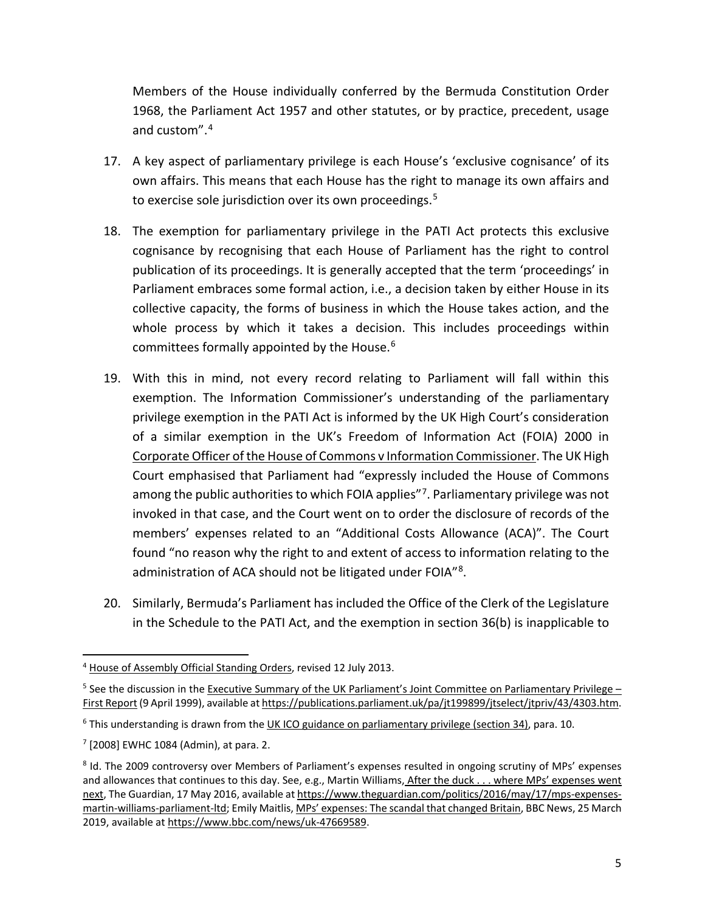Members of the House individually conferred by the Bermuda Constitution Order 1968, the Parliament Act 1957 and other statutes, or by practice, precedent, usage and custom".[4]

17. A key aspect of parliamentary privilege is each House's 'exclusive cognisance' of its own affairs. This means that each House has the right to manage its own affairs and to exercise sole jurisdiction over its own proceedings.[5]

18. The exemption for parliamentary privilege in the PATI Act protects this exclusive cognisance by recognising that each House of Parliament has the right to control publication of its proceedings. It is generally accepted that the term 'proceedings' in Parliament embraces some formal action, i.e., a decision taken by either House in its collective capacity, the forms of business in which the House takes action, and the whole process by which it takes a decision. This includes proceedings within committees formally appointed by the House.[6]

19. With this in mind, not every record relating to Parliament will fall within this exemption. The Information Commissioner's understanding of the parliamentary privilege exemption in the PATI Act is informed by the UK High Court's consideration of a similar exemption in the UK's Freedom of Information Act (FOIA) 2000 in Corporate Officer of the House of Commons v Information Commissioner. The UK High Court emphasised that Parliament had "expressly included the House of Commons among the public authorities to which FOIA applies"[7]. Parliamentary privilege was not invoked in that case, and the Court went on to order the disclosure of records of the members' expenses related to an "Additional Costs Allowance (ACA)". The Court found "no reason why the right to and extent of access to information relating to the administration of ACA should not be litigated under FOIA"[8].

20. Similarly, Bermuda's Parliament has included the Office of the Clerk of the Legislature in the Schedule to the PATI Act, and the exemption in section 36(b) is inapplicable to

---

[4] House of Assembly Official Standing Orders, revised 12 July 2013.

[5] See the discussion in the Executive Summary of the UK Parliament's Joint Committee on Parliamentary Privilege – First Report (9 April 1999), available at https://publications.parliament.uk/pa/jt199899/jtselect/jtpriv/43/4303.htm.

[6] This understanding is drawn from the UK ICO guidance on parliamentary privilege (section 34), para. 10.

[7] [2008] EWHC 1084 (Admin), at para. 2.

[8] Id. The 2009 controversy over Members of Parliament's expenses resulted in ongoing scrutiny of MPs' expenses and allowances that continues to this day. See, e.g., Martin Williams, After the duck . . . where MPs' expenses went next, The Guardian, 17 May 2016, available at https://www.theguardian.com/politics/2016/may/17/mps-expenses-martin-williams-parliament-ltd; Emily Maitlis, MPs' expenses: The scandal that changed Britain, BBC News, 25 March 2019, available at https://www.bbc.com/news/uk-47669589.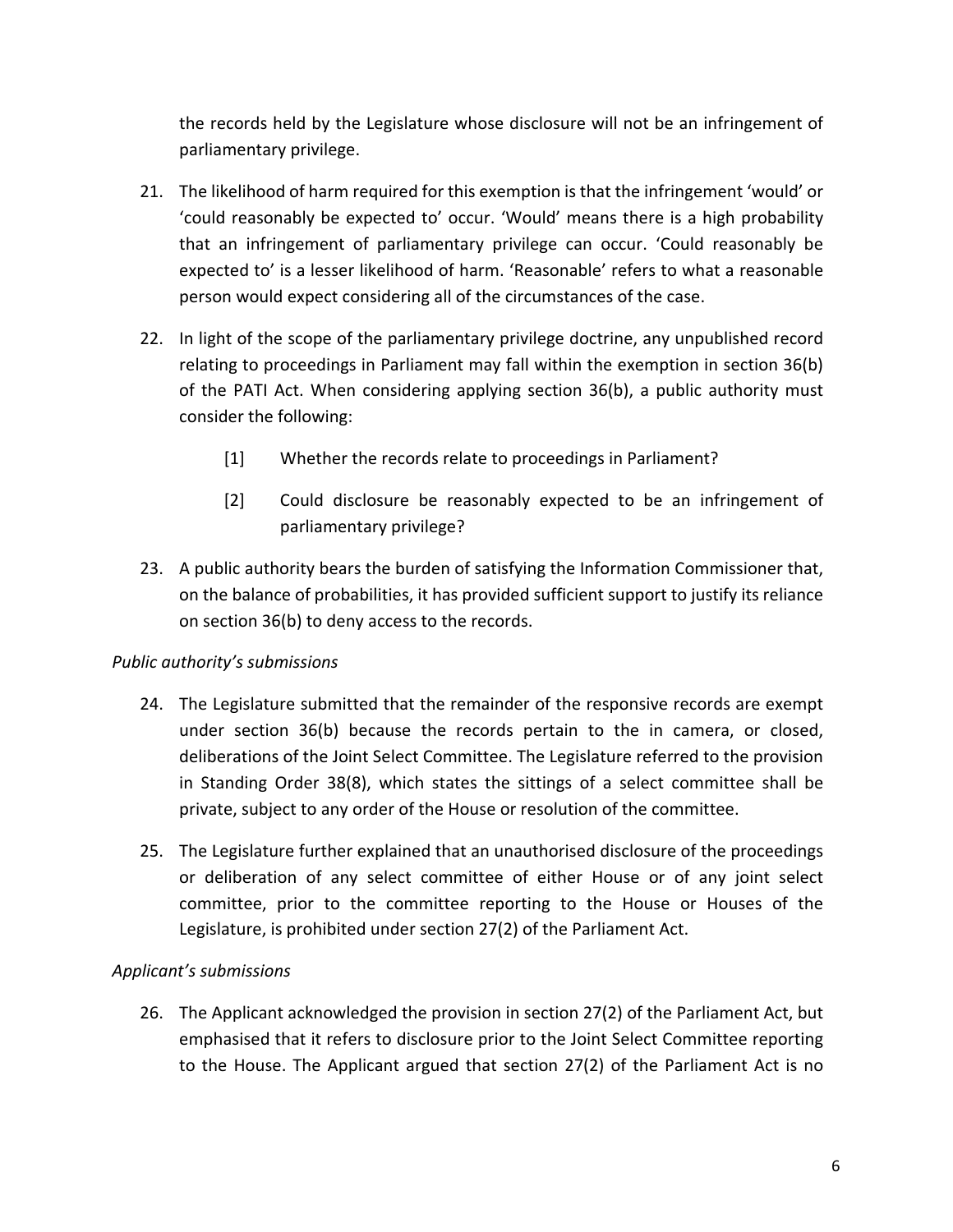the records held by the Legislature whose disclosure will not be an infringement of parliamentary privilege.

21. The likelihood of harm required for this exemption is that the infringement 'would' or 'could reasonably be expected to' occur. 'Would' means there is a high probability that an infringement of parliamentary privilege can occur. 'Could reasonably be expected to' is a lesser likelihood of harm. 'Reasonable' refers to what a reasonable person would expect considering all of the circumstances of the case.

22. In light of the scope of the parliamentary privilege doctrine, any unpublished record relating to proceedings in Parliament may fall within the exemption in section 36(b) of the PATI Act. When considering applying section 36(b), a public authority must consider the following:

    [1] Whether the records relate to proceedings in Parliament?

    [2] Could disclosure be reasonably expected to be an infringement of parliamentary privilege?

23. A public authority bears the burden of satisfying the Information Commissioner that, on the balance of probabilities, it has provided sufficient support to justify its reliance on section 36(b) to deny access to the records.

*Public authority's submissions*

24. The Legislature submitted that the remainder of the responsive records are exempt under section 36(b) because the records pertain to the in camera, or closed, deliberations of the Joint Select Committee. The Legislature referred to the provision in Standing Order 38(8), which states the sittings of a select committee shall be private, subject to any order of the House or resolution of the committee.

25. The Legislature further explained that an unauthorised disclosure of the proceedings or deliberation of any select committee of either House or of any joint select committee, prior to the committee reporting to the House or Houses of the Legislature, is prohibited under section 27(2) of the Parliament Act.

*Applicant's submissions*

26. The Applicant acknowledged the provision in section 27(2) of the Parliament Act, but emphasised that it refers to disclosure prior to the Joint Select Committee reporting to the House. The Applicant argued that section 27(2) of the Parliament Act is no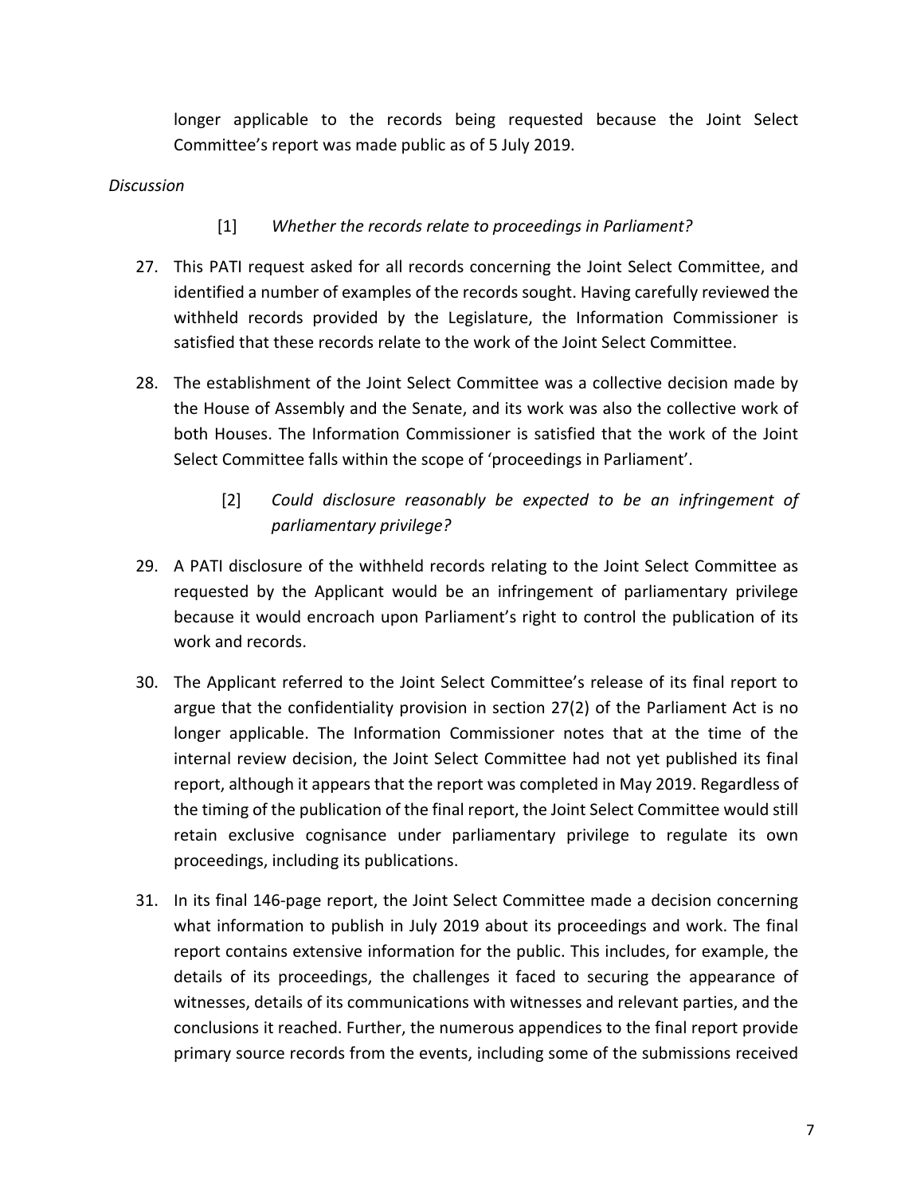longer applicable to the records being requested because the Joint Select Committee's report was made public as of 5 July 2019.

*Discussion*

[1] *Whether the records relate to proceedings in Parliament?*

27. This PATI request asked for all records concerning the Joint Select Committee, and identified a number of examples of the records sought. Having carefully reviewed the withheld records provided by the Legislature, the Information Commissioner is satisfied that these records relate to the work of the Joint Select Committee.

28. The establishment of the Joint Select Committee was a collective decision made by the House of Assembly and the Senate, and its work was also the collective work of both Houses. The Information Commissioner is satisfied that the work of the Joint Select Committee falls within the scope of 'proceedings in Parliament'.

[2] *Could disclosure reasonably be expected to be an infringement of parliamentary privilege?*

29. A PATI disclosure of the withheld records relating to the Joint Select Committee as requested by the Applicant would be an infringement of parliamentary privilege because it would encroach upon Parliament's right to control the publication of its work and records.

30. The Applicant referred to the Joint Select Committee's release of its final report to argue that the confidentiality provision in section 27(2) of the Parliament Act is no longer applicable. The Information Commissioner notes that at the time of the internal review decision, the Joint Select Committee had not yet published its final report, although it appears that the report was completed in May 2019. Regardless of the timing of the publication of the final report, the Joint Select Committee would still retain exclusive cognisance under parliamentary privilege to regulate its own proceedings, including its publications.

31. In its final 146-page report, the Joint Select Committee made a decision concerning what information to publish in July 2019 about its proceedings and work. The final report contains extensive information for the public. This includes, for example, the details of its proceedings, the challenges it faced to securing the appearance of witnesses, details of its communications with witnesses and relevant parties, and the conclusions it reached. Further, the numerous appendices to the final report provide primary source records from the events, including some of the submissions received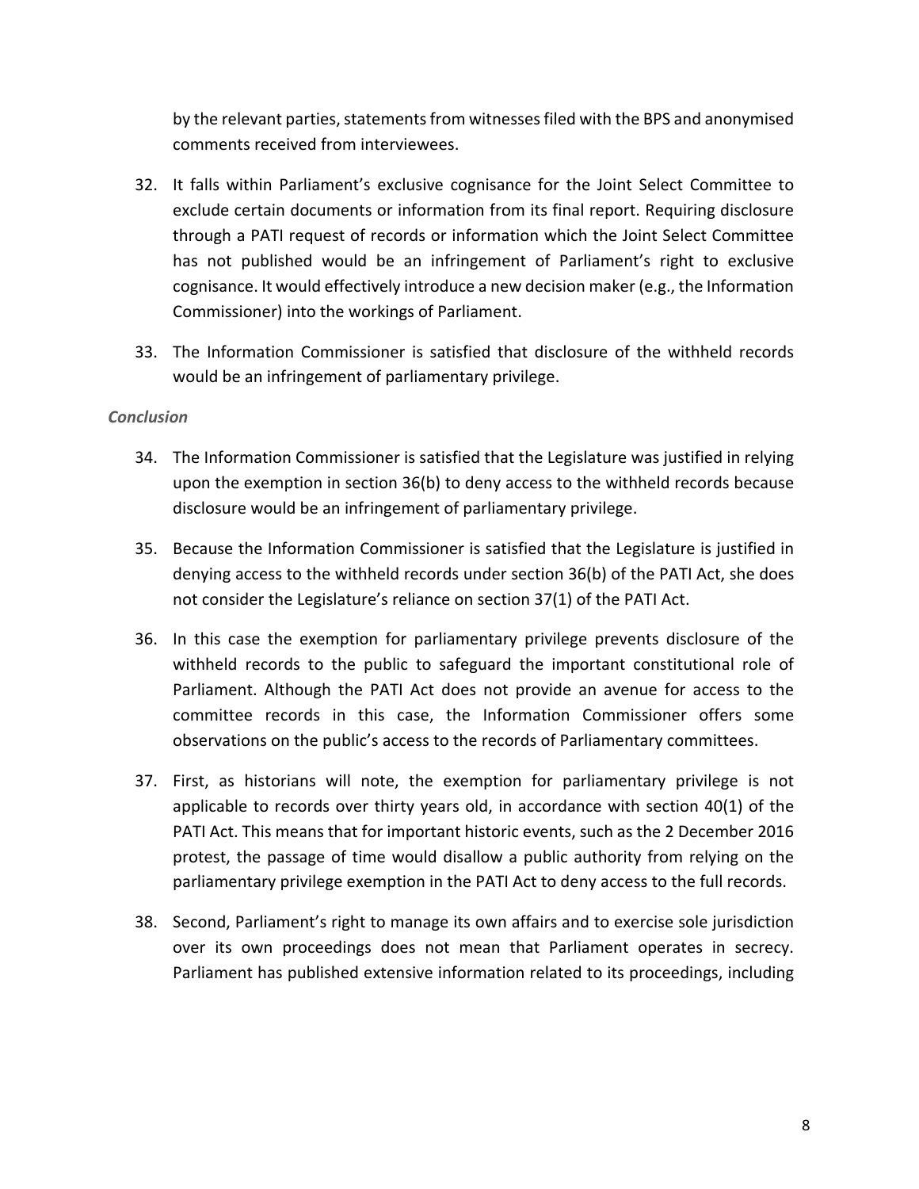by the relevant parties, statements from witnesses filed with the BPS and anonymised comments received from interviewees.

32. It falls within Parliament's exclusive cognisance for the Joint Select Committee to exclude certain documents or information from its final report. Requiring disclosure through a PATI request of records or information which the Joint Select Committee has not published would be an infringement of Parliament's right to exclusive cognisance. It would effectively introduce a new decision maker (e.g., the Information Commissioner) into the workings of Parliament.

33. The Information Commissioner is satisfied that disclosure of the withheld records would be an infringement of parliamentary privilege.

***Conclusion***

34. The Information Commissioner is satisfied that the Legislature was justified in relying upon the exemption in section 36(b) to deny access to the withheld records because disclosure would be an infringement of parliamentary privilege.

35. Because the Information Commissioner is satisfied that the Legislature is justified in denying access to the withheld records under section 36(b) of the PATI Act, she does not consider the Legislature's reliance on section 37(1) of the PATI Act.

36. In this case the exemption for parliamentary privilege prevents disclosure of the withheld records to the public to safeguard the important constitutional role of Parliament. Although the PATI Act does not provide an avenue for access to the committee records in this case, the Information Commissioner offers some observations on the public's access to the records of Parliamentary committees.

37. First, as historians will note, the exemption for parliamentary privilege is not applicable to records over thirty years old, in accordance with section 40(1) of the PATI Act. This means that for important historic events, such as the 2 December 2016 protest, the passage of time would disallow a public authority from relying on the parliamentary privilege exemption in the PATI Act to deny access to the full records.

38. Second, Parliament's right to manage its own affairs and to exercise sole jurisdiction over its own proceedings does not mean that Parliament operates in secrecy. Parliament has published extensive information related to its proceedings, including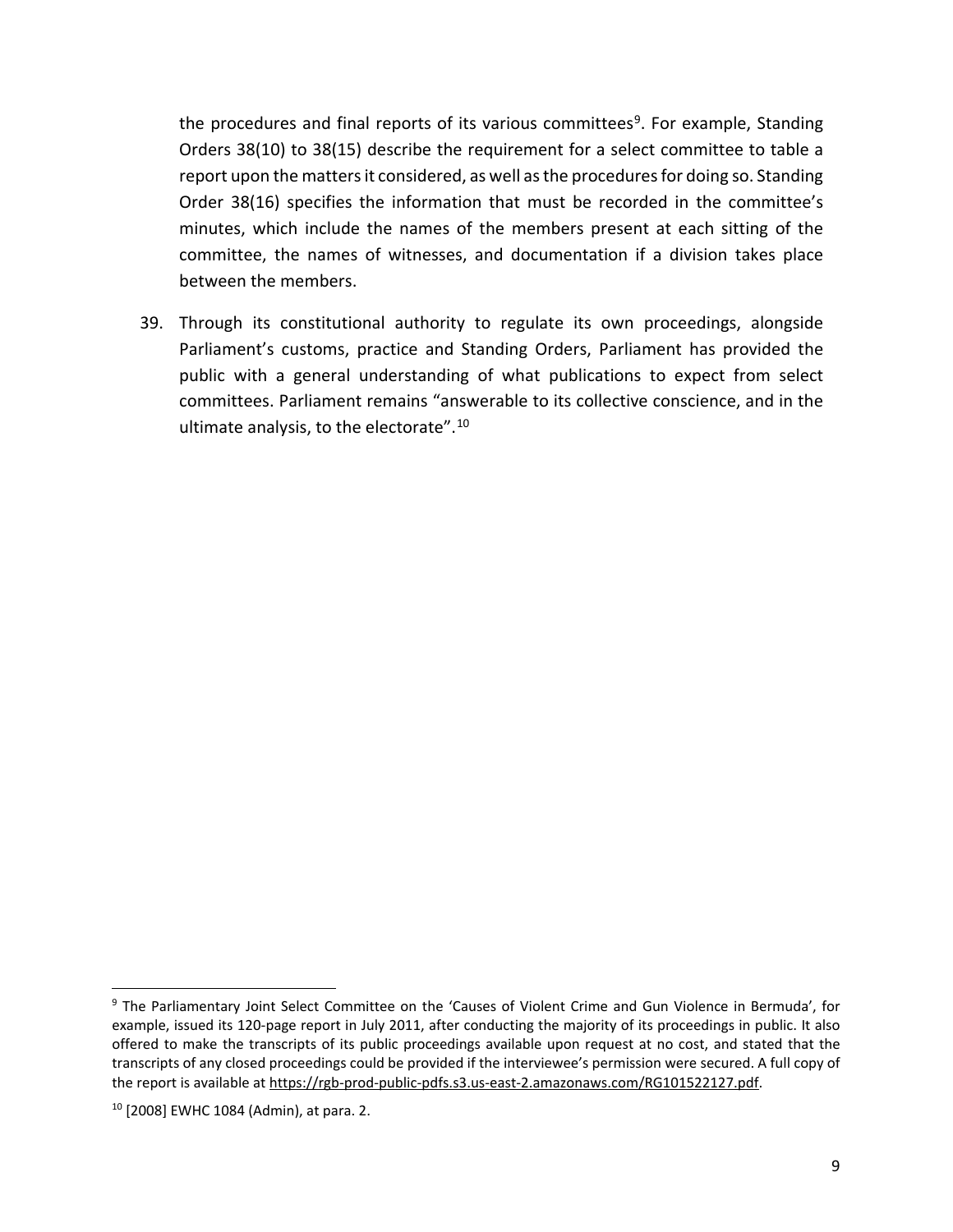the procedures and final reports of its various committees[9]. For example, Standing Orders 38(10) to 38(15) describe the requirement for a select committee to table a report upon the matters it considered, as well as the procedures for doing so. Standing Order 38(16) specifies the information that must be recorded in the committee's minutes, which include the names of the members present at each sitting of the committee, the names of witnesses, and documentation if a division takes place between the members.

39. Through its constitutional authority to regulate its own proceedings, alongside Parliament's customs, practice and Standing Orders, Parliament has provided the public with a general understanding of what publications to expect from select committees. Parliament remains "answerable to its collective conscience, and in the ultimate analysis, to the electorate".[10]

---

[9] The Parliamentary Joint Select Committee on the 'Causes of Violent Crime and Gun Violence in Bermuda', for example, issued its 120-page report in July 2011, after conducting the majority of its proceedings in public. It also offered to make the transcripts of its public proceedings available upon request at no cost, and stated that the transcripts of any closed proceedings could be provided if the interviewee's permission were secured. A full copy of the report is available at https://rgb-prod-public-pdfs.s3.us-east-2.amazonaws.com/RG101522127.pdf.

[10] [2008] EWHC 1084 (Admin), at para. 2.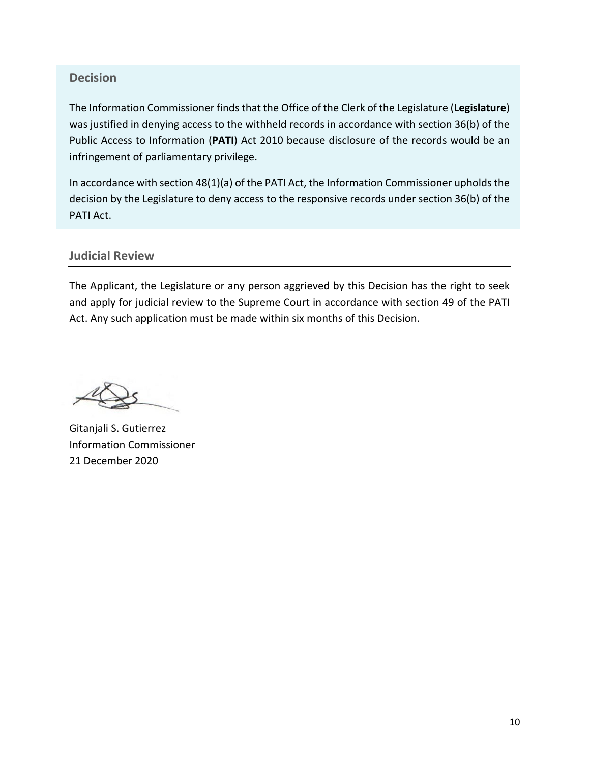## Decision

The Information Commissioner finds that the Office of the Clerk of the Legislature (**Legislature**) was justified in denying access to the withheld records in accordance with section 36(b) of the Public Access to Information (**PATI**) Act 2010 because disclosure of the records would be an infringement of parliamentary privilege.

In accordance with section 48(1)(a) of the PATI Act, the Information Commissioner upholds the decision by the Legislature to deny access to the responsive records under section 36(b) of the PATI Act.

## Judicial Review

The Applicant, the Legislature or any person aggrieved by this Decision has the right to seek and apply for judicial review to the Supreme Court in accordance with section 49 of the PATI Act. Any such application must be made within six months of this Decision.

Gitanjali S. Gutierrez
Information Commissioner
21 December 2020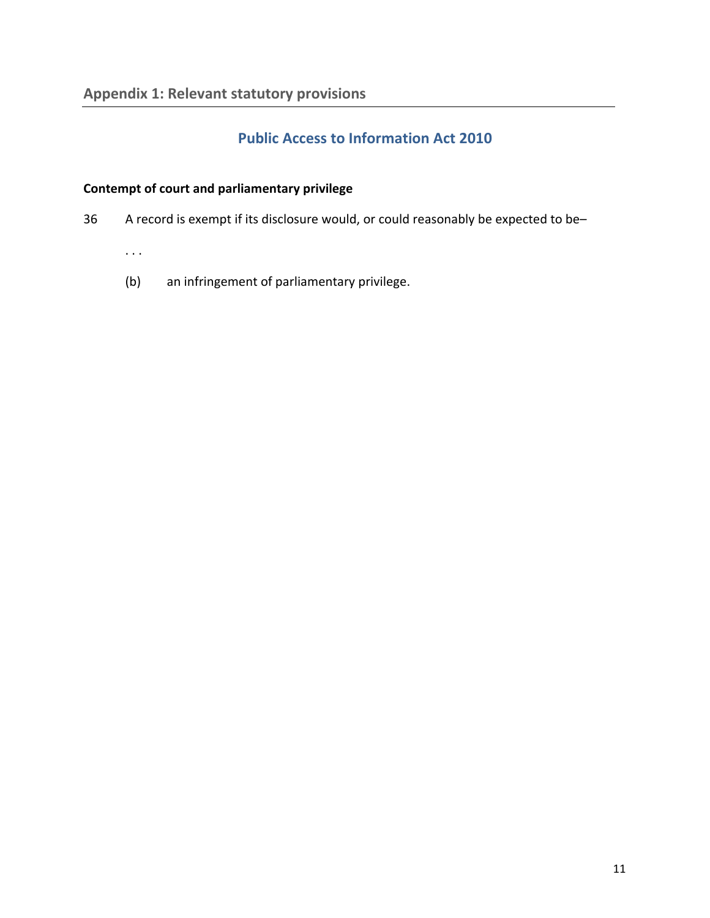## Appendix 1: Relevant statutory provisions

### Public Access to Information Act 2010

**Contempt of court and parliamentary privilege**

36 A record is exempt if its disclosure would, or could reasonably be expected to be–

. . .

(b) an infringement of parliamentary privilege.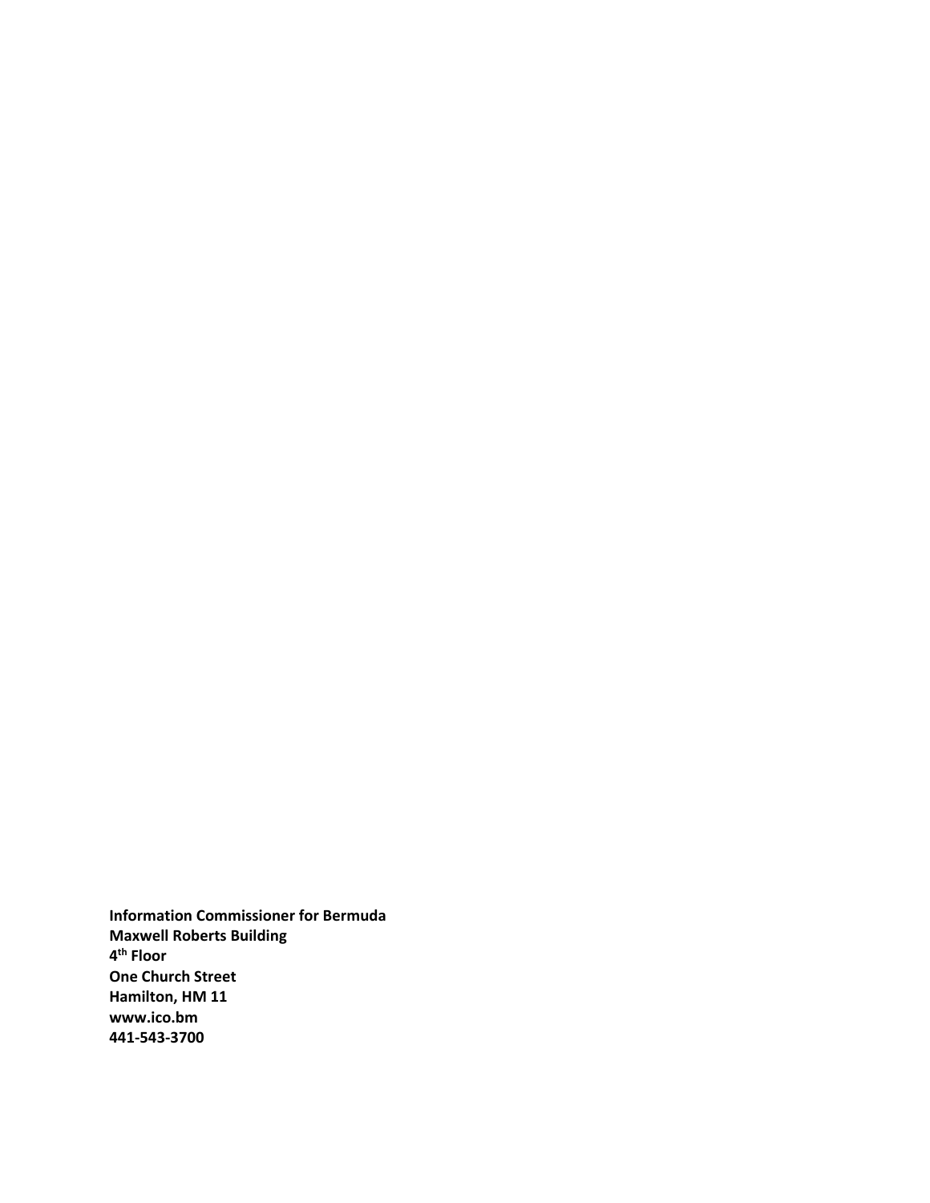**Information Commissioner for Bermuda**
**Maxwell Roberts Building**
**4th Floor**
**One Church Street**
**Hamilton, HM 11**
**www.ico.bm**
**441-543-3700**